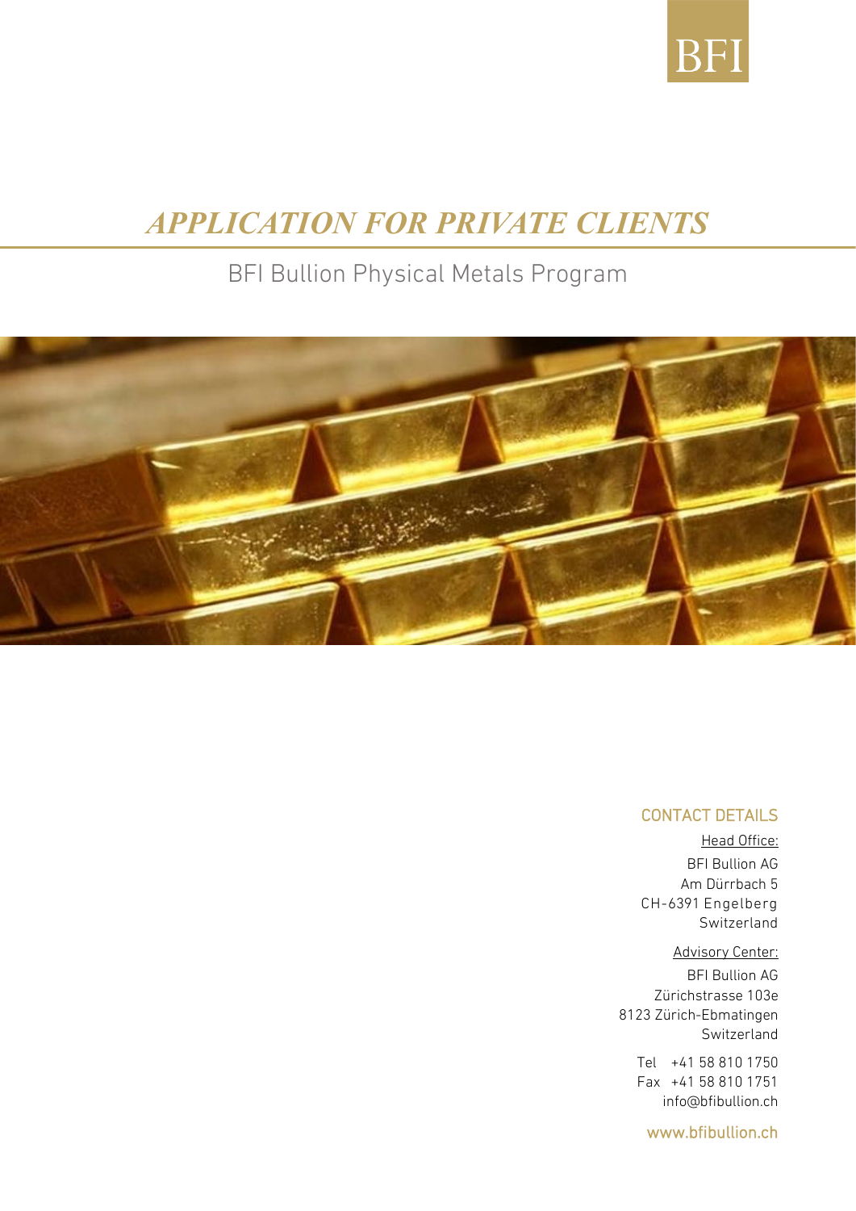BFI

# *APPLICATION FOR PRIVATE CLIENTS*

## BFI Bullion Physical Metals Program

### CONTACT DETAILS

Head Office:

BFI Bullion AG
Am Dürrbach 5
CH-6391 Engelberg
Switzerland

Advisory Center:

BFI Bullion AG
Zürichstrasse 103e
8123 Zürich-Ebmatingen
Switzerland

Tel +41 58 810 1750
Fax +41 58 810 1751
info@bfibullion.ch

www.bfibullion.ch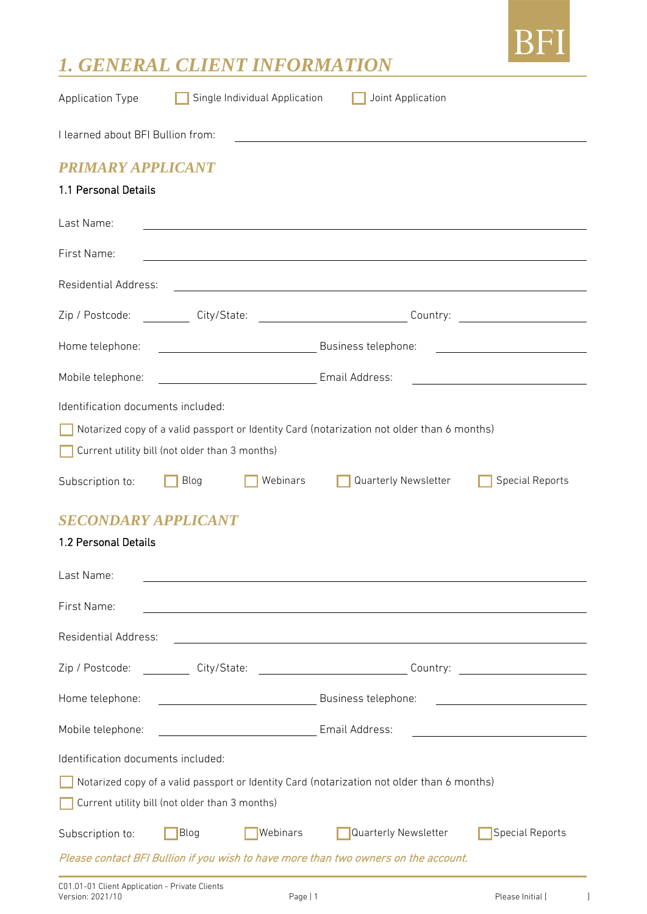# 1. GENERAL CLIENT INFORMATION

Application Type ☐ Single Individual Application ☐ Joint Application

I learned about BFI Bullion from: \_\_\_\_\_\_\_\_\_\_\_\_\_\_\_\_\_\_\_\_\_\_\_\_\_\_\_\_\_\_

## PRIMARY APPLICANT

### 1.1 Personal Details

Last Name: \_\_\_\_\_\_\_\_\_\_\_\_\_\_\_\_\_\_\_\_\_\_\_\_\_\_\_\_\_\_

First Name: \_\_\_\_\_\_\_\_\_\_\_\_\_\_\_\_\_\_\_\_\_\_\_\_\_\_\_\_\_\_

Residential Address: \_\_\_\_\_\_\_\_\_\_\_\_\_\_\_\_\_\_\_\_\_\_\_\_\_\_\_\_\_\_

Zip / Postcode: \_\_\_\_\_\_\_\_ City/State: \_\_\_\_\_\_\_\_\_\_\_\_\_\_\_\_ Country: \_\_\_\_\_\_\_\_\_\_\_\_\_\_

Home telephone: \_\_\_\_\_\_\_\_\_\_\_\_\_\_\_\_ Business telephone: \_\_\_\_\_\_\_\_\_\_\_\_\_\_\_\_

Mobile telephone: \_\_\_\_\_\_\_\_\_\_\_\_\_\_\_\_ Email Address: \_\_\_\_\_\_\_\_\_\_\_\_\_\_\_\_

Identification documents included:

☐ Notarized copy of a valid passport or Identity Card (notarization not older than 6 months)

☐ Current utility bill (not older than 3 months)

Subscription to: ☐ Blog ☐ Webinars ☐ Quarterly Newsletter ☐ Special Reports

## SECONDARY APPLICANT

### 1.2 Personal Details

Last Name: \_\_\_\_\_\_\_\_\_\_\_\_\_\_\_\_\_\_\_\_\_\_\_\_\_\_\_\_\_\_

First Name: \_\_\_\_\_\_\_\_\_\_\_\_\_\_\_\_\_\_\_\_\_\_\_\_\_\_\_\_\_\_

Residential Address: \_\_\_\_\_\_\_\_\_\_\_\_\_\_\_\_\_\_\_\_\_\_\_\_\_\_\_\_\_\_

Zip / Postcode: \_\_\_\_\_\_\_\_ City/State: \_\_\_\_\_\_\_\_\_\_\_\_\_\_\_\_ Country: \_\_\_\_\_\_\_\_\_\_\_\_\_\_

Home telephone: \_\_\_\_\_\_\_\_\_\_\_\_\_\_\_\_ Business telephone: \_\_\_\_\_\_\_\_\_\_\_\_\_\_\_\_

Mobile telephone: \_\_\_\_\_\_\_\_\_\_\_\_\_\_\_\_ Email Address: \_\_\_\_\_\_\_\_\_\_\_\_\_\_\_\_

Identification documents included:

☐ Notarized copy of a valid passport or Identity Card (notarization not older than 6 months)

☐ Current utility bill (not older than 3 months)

Subscription to: ☐ Blog ☐ Webinars ☐ Quarterly Newsletter ☐ Special Reports

*Please contact BFI Bullion if you wish to have more than two owners on the account.*

C01.01-01 Client Application - Private Clients
Version: 2021/10

Please Initial [ ]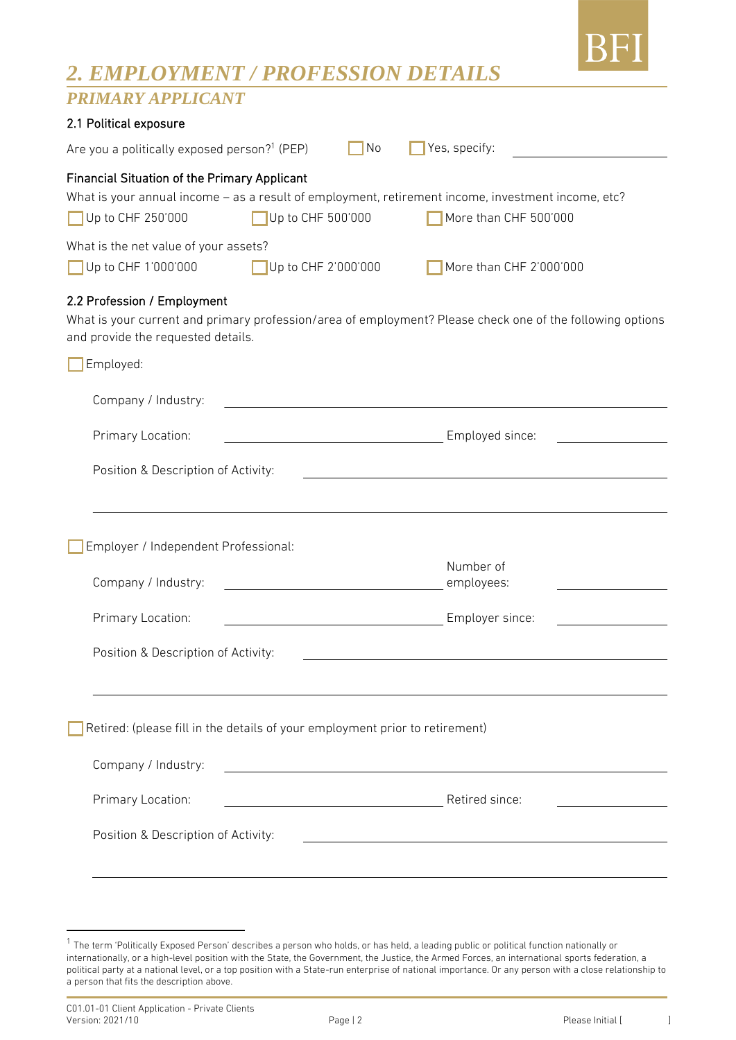## *2. EMPLOYMENT / PROFESSION DETAILS*

### *PRIMARY APPLICANT*

#### 2.1 Political exposure

Are you a politically exposed person?[1] (PEP) ☐ No ☐ Yes, specify: \_\_\_\_\_\_\_\_\_\_\_\_\_\_\_\_

#### Financial Situation of the Primary Applicant

What is your annual income – as a result of employment, retirement income, investment income, etc?

☐ Up to CHF 250'000 ☐ Up to CHF 500'000 ☐ More than CHF 500'000

What is the net value of your assets?

☐ Up to CHF 1'000'000 ☐ Up to CHF 2'000'000 ☐ More than CHF 2'000'000

#### 2.2 Profession / Employment

What is your current and primary profession/area of employment? Please check one of the following options and provide the requested details.

☐ Employed:

Company / Industry: \_\_\_\_\_\_\_\_\_\_\_\_\_\_\_\_\_\_\_\_\_\_\_\_\_\_\_\_\_\_\_\_

Primary Location: \_\_\_\_\_\_\_\_\_\_\_\_\_\_\_\_ Employed since: \_\_\_\_\_\_\_\_

Position & Description of Activity: \_\_\_\_\_\_\_\_\_\_\_\_\_\_\_\_\_\_\_\_\_\_\_\_\_\_\_\_

\_\_\_\_\_\_\_\_\_\_\_\_\_\_\_\_\_\_\_\_\_\_\_\_\_\_\_\_\_\_\_\_\_\_\_\_\_\_\_\_\_\_\_\_\_\_\_\_\_\_\_\_\_\_\_\_\_\_\_\_

☐ Employer / Independent Professional:

Company / Industry: \_\_\_\_\_\_\_\_\_\_\_\_\_\_\_\_ Number of employees: \_\_\_\_\_\_\_\_

Primary Location: \_\_\_\_\_\_\_\_\_\_\_\_\_\_\_\_ Employer since: \_\_\_\_\_\_\_\_

Position & Description of Activity: \_\_\_\_\_\_\_\_\_\_\_\_\_\_\_\_\_\_\_\_\_\_\_\_\_\_\_\_

\_\_\_\_\_\_\_\_\_\_\_\_\_\_\_\_\_\_\_\_\_\_\_\_\_\_\_\_\_\_\_\_\_\_\_\_\_\_\_\_\_\_\_\_\_\_\_\_\_\_\_\_\_\_\_\_\_\_\_\_

☐ Retired: (please fill in the details of your employment prior to retirement)

Company / Industry: \_\_\_\_\_\_\_\_\_\_\_\_\_\_\_\_\_\_\_\_\_\_\_\_\_\_\_\_\_\_\_\_

Primary Location: \_\_\_\_\_\_\_\_\_\_\_\_\_\_\_\_ Retired since: \_\_\_\_\_\_\_\_

Position & Description of Activity: \_\_\_\_\_\_\_\_\_\_\_\_\_\_\_\_\_\_\_\_\_\_\_\_\_\_\_\_

\_\_\_\_\_\_\_\_\_\_\_\_\_\_\_\_\_\_\_\_\_\_\_\_\_\_\_\_\_\_\_\_\_\_\_\_\_\_\_\_\_\_\_\_\_\_\_\_\_\_\_\_\_\_\_\_\_\_\_\_

---

[1] The term 'Politically Exposed Person' describes a person who holds, or has held, a leading public or political function nationally or internationally, or a high-level position with the State, the Government, the Justice, the Armed Forces, an international sports federation, a political party at a national level, or a top position with a State-run enterprise of national importance. Or any person with a close relationship to a person that fits the description above.

C01.01-01 Client Application - Private Clients
Version: 2021/10

Please Initial [ ]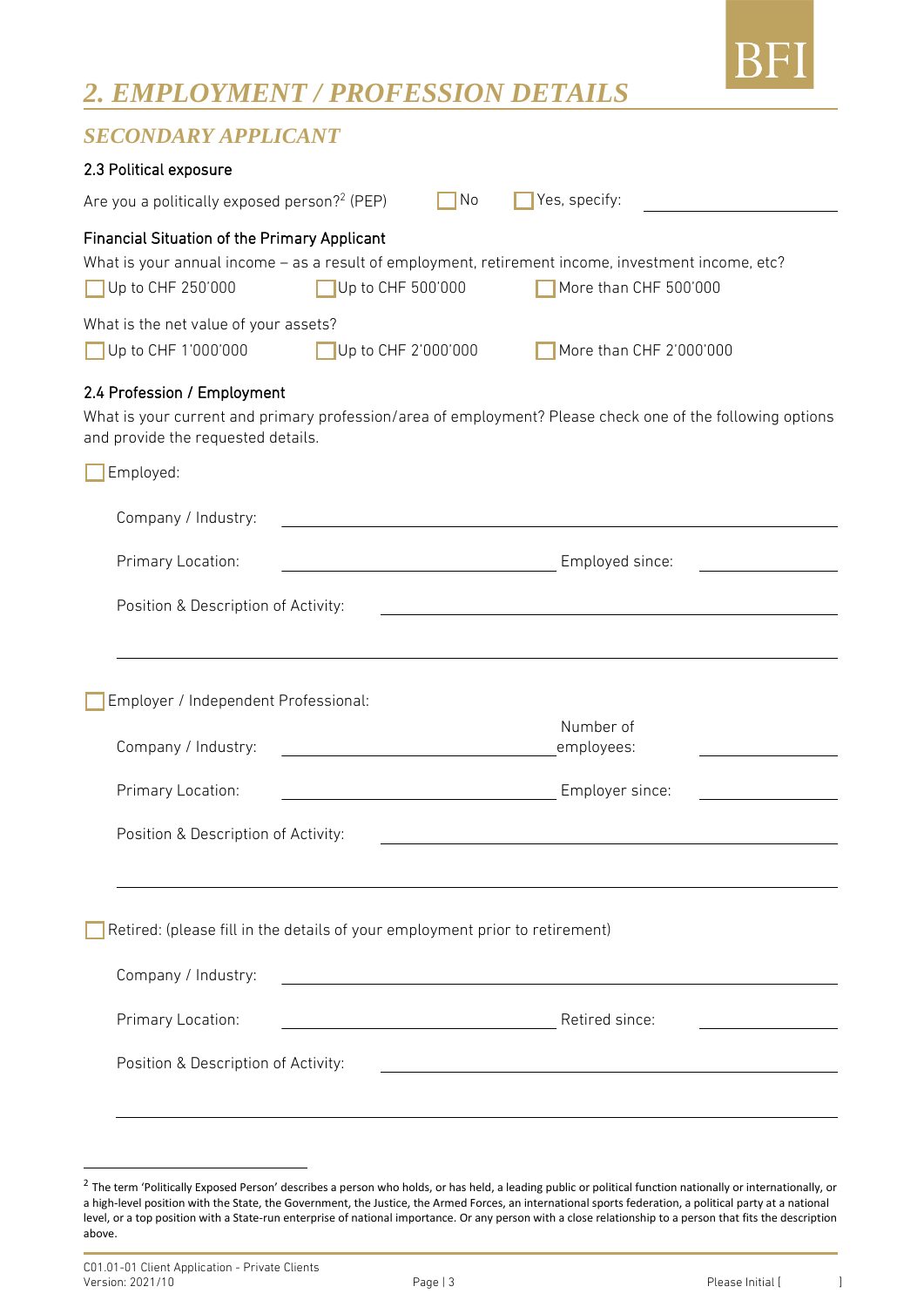# 2. EMPLOYMENT / PROFESSION DETAILS

## SECONDARY APPLICANT

### 2.3 Political exposure

Are you a politically exposed person?[2] (PEP) ☐ No ☐ Yes, specify: ____________________

### Financial Situation of the Primary Applicant

What is your annual income – as a result of employment, retirement income, investment income, etc?

☐ Up to CHF 250'000 ☐ Up to CHF 500'000 ☐ More than CHF 500'000

What is the net value of your assets?

☐ Up to CHF 1'000'000 ☐ Up to CHF 2'000'000 ☐ More than CHF 2'000'000

### 2.4 Profession / Employment

What is your current and primary profession/area of employment? Please check one of the following options and provide the requested details.

☐ Employed:

Company / Industry: ____________________

Primary Location: ____________________ Employed since: ____________________

Position & Description of Activity: ____________________

____________________

☐ Employer / Independent Professional:

Company / Industry: ____________________ Number of employees: ____________________

Primary Location: ____________________ Employer since: ____________________

Position & Description of Activity: ____________________

____________________

☐ Retired: (please fill in the details of your employment prior to retirement)

Company / Industry: ____________________

Primary Location: ____________________ Retired since: ____________________

Position & Description of Activity: ____________________

____________________

---

[2] The term 'Politically Exposed Person' describes a person who holds, or has held, a leading public or political function nationally or internationally, or a high-level position with the State, the Government, the Justice, the Armed Forces, an international sports federation, a political party at a national level, or a top position with a State-run enterprise of national importance. Or any person with a close relationship to a person that fits the description above.

C01.01-01 Client Application - Private Clients
Version: 2021/10

Please Initial [ ]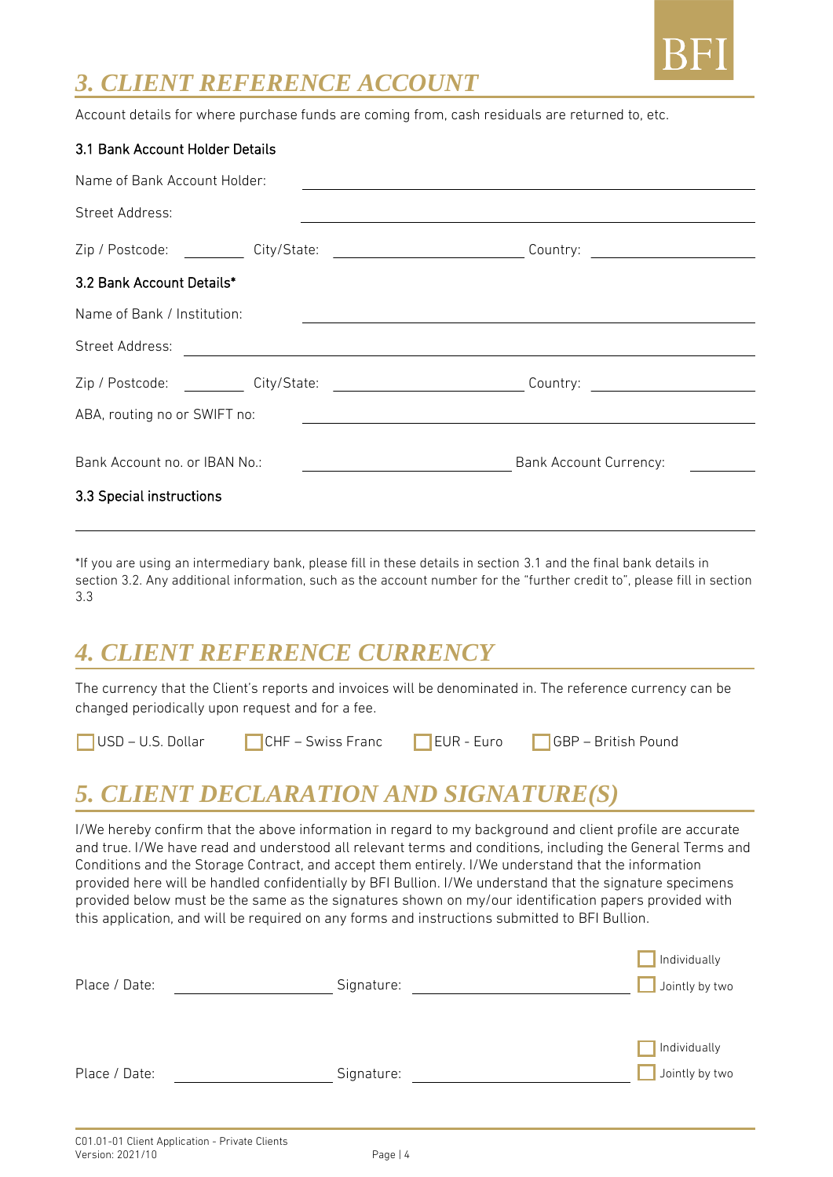## *3. CLIENT REFERENCE ACCOUNT*

Account details for where purchase funds are coming from, cash residuals are returned to, etc.

### 3.1 Bank Account Holder Details

Name of Bank Account Holder: ______________________________

Street Address: ______________________________

Zip / Postcode: ________ City/State: ____________________ Country: ____________________

### 3.2 Bank Account Details*

Name of Bank / Institution: ______________________________

Street Address: ______________________________

Zip / Postcode: ________ City/State: ____________________ Country: ____________________

ABA, routing no or SWIFT no: ______________________________

Bank Account no. or IBAN No.: ____________________ Bank Account Currency: ________

### 3.3 Special instructions

______________________________

*If you are using an intermediary bank, please fill in these details in section 3.1 and the final bank details in section 3.2. Any additional information, such as the account number for the "further credit to", please fill in section 3.3

## *4. CLIENT REFERENCE CURRENCY*

The currency that the Client's reports and invoices will be denominated in. The reference currency can be changed periodically upon request and for a fee.

☐ USD – U.S. Dollar ☐ CHF – Swiss Franc ☐ EUR - Euro ☐ GBP – British Pound

## *5. CLIENT DECLARATION AND SIGNATURE(S)*

I/We hereby confirm that the above information in regard to my background and client profile are accurate and true. I/We have read and understood all relevant terms and conditions, including the General Terms and Conditions and the Storage Contract, and accept them entirely. I/We understand that the information provided here will be handled confidentially by BFI Bullion. I/We understand that the signature specimens provided below must be the same as the signatures shown on my/our identification papers provided with this application, and will be required on any forms and instructions submitted to BFI Bullion.

Place / Date: ____________________ Signature: ______________________________ ☐ Individually ☐ Jointly by two

Place / Date: ____________________ Signature: ______________________________ ☐ Individually ☐ Jointly by two

C01.01-01 Client Application - Private Clients
Version: 2021/10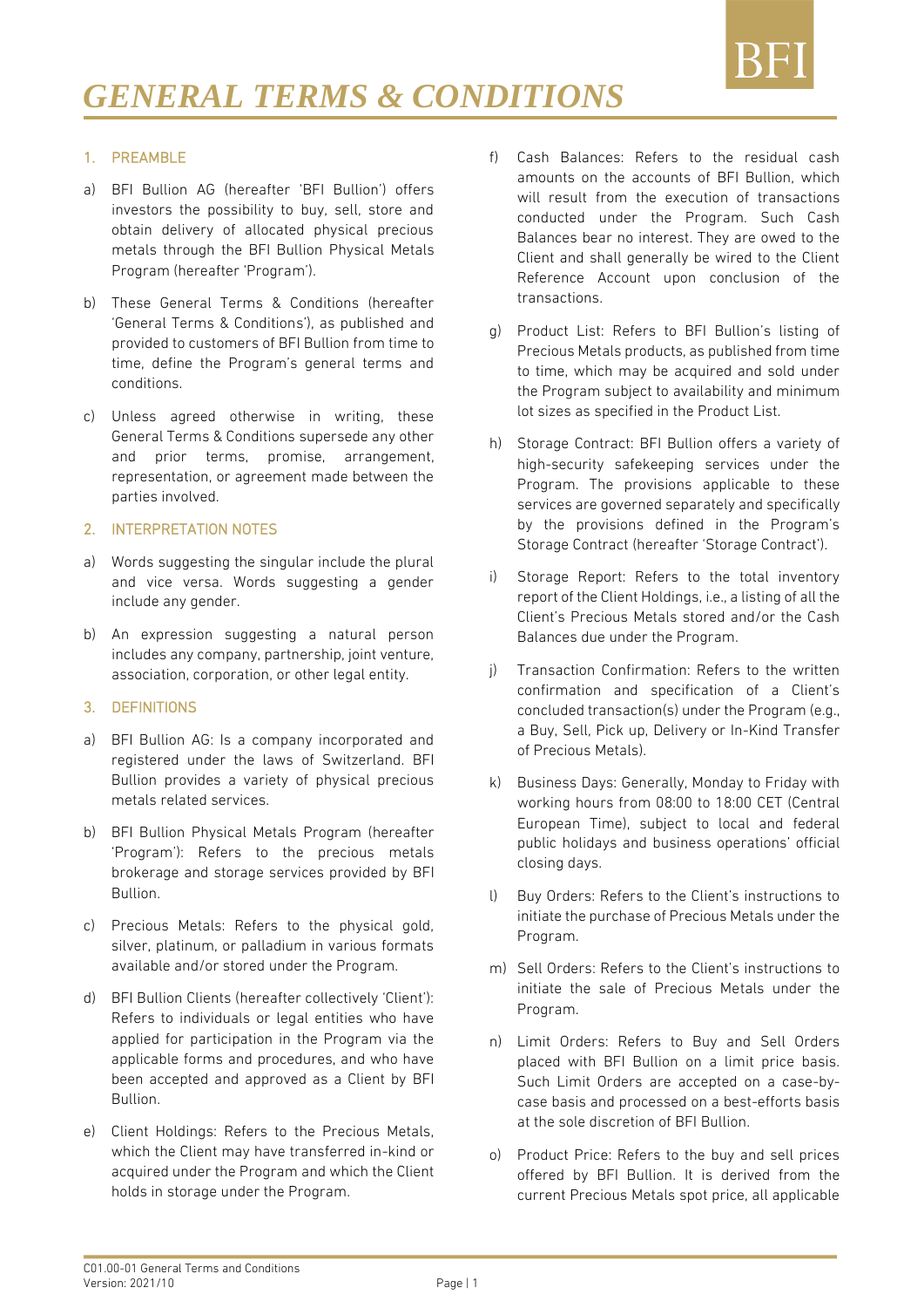# GENERAL TERMS & CONDITIONS

## 1. PREAMBLE

a) BFI Bullion AG (hereafter 'BFI Bullion') offers investors the possibility to buy, sell, store and obtain delivery of allocated physical precious metals through the BFI Bullion Physical Metals Program (hereafter 'Program').

b) These General Terms & Conditions (hereafter 'General Terms & Conditions'), as published and provided to customers of BFI Bullion from time to time, define the Program's general terms and conditions.

c) Unless agreed otherwise in writing, these General Terms & Conditions supersede any other and prior terms, promise, arrangement, representation, or agreement made between the parties involved.

## 2. INTERPRETATION NOTES

a) Words suggesting the singular include the plural and vice versa. Words suggesting a gender include any gender.

b) An expression suggesting a natural person includes any company, partnership, joint venture, association, corporation, or other legal entity.

## 3. DEFINITIONS

a) BFI Bullion AG: Is a company incorporated and registered under the laws of Switzerland. BFI Bullion provides a variety of physical precious metals related services.

b) BFI Bullion Physical Metals Program (hereafter 'Program'): Refers to the precious metals brokerage and storage services provided by BFI Bullion.

c) Precious Metals: Refers to the physical gold, silver, platinum, or palladium in various formats available and/or stored under the Program.

d) BFI Bullion Clients (hereafter collectively 'Client'): Refers to individuals or legal entities who have applied for participation in the Program via the applicable forms and procedures, and who have been accepted and approved as a Client by BFI Bullion.

e) Client Holdings: Refers to the Precious Metals, which the Client may have transferred in-kind or acquired under the Program and which the Client holds in storage under the Program.

f) Cash Balances: Refers to the residual cash amounts on the accounts of BFI Bullion, which will result from the execution of transactions conducted under the Program. Such Cash Balances bear no interest. They are owed to the Client and shall generally be wired to the Client Reference Account upon conclusion of the transactions.

g) Product List: Refers to BFI Bullion's listing of Precious Metals products, as published from time to time, which may be acquired and sold under the Program subject to availability and minimum lot sizes as specified in the Product List.

h) Storage Contract: BFI Bullion offers a variety of high-security safekeeping services under the Program. The provisions applicable to these services are governed separately and specifically by the provisions defined in the Program's Storage Contract (hereafter 'Storage Contract').

i) Storage Report: Refers to the total inventory report of the Client Holdings, i.e., a listing of all the Client's Precious Metals stored and/or the Cash Balances due under the Program.

j) Transaction Confirmation: Refers to the written confirmation and specification of a Client's concluded transaction(s) under the Program (e.g., a Buy, Sell, Pick up, Delivery or In-Kind Transfer of Precious Metals).

k) Business Days: Generally, Monday to Friday with working hours from 08:00 to 18:00 CET (Central European Time), subject to local and federal public holidays and business operations' official closing days.

l) Buy Orders: Refers to the Client's instructions to initiate the purchase of Precious Metals under the Program.

m) Sell Orders: Refers to the Client's instructions to initiate the sale of Precious Metals under the Program.

n) Limit Orders: Refers to Buy and Sell Orders placed with BFI Bullion on a limit price basis. Such Limit Orders are accepted on a case-by-case basis and processed on a best-efforts basis at the sole discretion of BFI Bullion.

o) Product Price: Refers to the buy and sell prices offered by BFI Bullion. It is derived from the current Precious Metals spot price, all applicable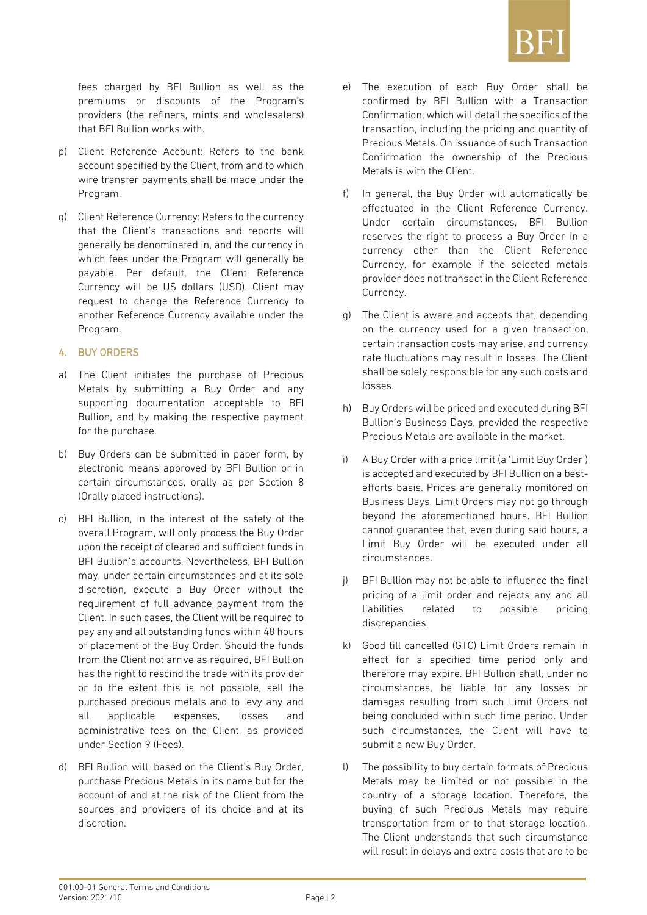fees charged by BFI Bullion as well as the premiums or discounts of the Program's providers (the refiners, mints and wholesalers) that BFI Bullion works with.

p) Client Reference Account: Refers to the bank account specified by the Client, from and to which wire transfer payments shall be made under the Program.

q) Client Reference Currency: Refers to the currency that the Client's transactions and reports will generally be denominated in, and the currency in which fees under the Program will generally be payable. Per default, the Client Reference Currency will be US dollars (USD). Client may request to change the Reference Currency to another Reference Currency available under the Program.

## 4. BUY ORDERS

a) The Client initiates the purchase of Precious Metals by submitting a Buy Order and any supporting documentation acceptable to BFI Bullion, and by making the respective payment for the purchase.

b) Buy Orders can be submitted in paper form, by electronic means approved by BFI Bullion or in certain circumstances, orally as per Section 8 (Orally placed instructions).

c) BFI Bullion, in the interest of the safety of the overall Program, will only process the Buy Order upon the receipt of cleared and sufficient funds in BFI Bullion's accounts. Nevertheless, BFI Bullion may, under certain circumstances and at its sole discretion, execute a Buy Order without the requirement of full advance payment from the Client. In such cases, the Client will be required to pay any and all outstanding funds within 48 hours of placement of the Buy Order. Should the funds from the Client not arrive as required, BFI Bullion has the right to rescind the trade with its provider or to the extent this is not possible, sell the purchased precious metals and to levy any and all applicable expenses, losses and administrative fees on the Client, as provided under Section 9 (Fees).

d) BFI Bullion will, based on the Client's Buy Order, purchase Precious Metals in its name but for the account of and at the risk of the Client from the sources and providers of its choice and at its discretion.

e) The execution of each Buy Order shall be confirmed by BFI Bullion with a Transaction Confirmation, which will detail the specifics of the transaction, including the pricing and quantity of Precious Metals. On issuance of such Transaction Confirmation the ownership of the Precious Metals is with the Client.

f) In general, the Buy Order will automatically be effectuated in the Client Reference Currency. Under certain circumstances, BFI Bullion reserves the right to process a Buy Order in a currency other than the Client Reference Currency, for example if the selected metals provider does not transact in the Client Reference Currency.

g) The Client is aware and accepts that, depending on the currency used for a given transaction, certain transaction costs may arise, and currency rate fluctuations may result in losses. The Client shall be solely responsible for any such costs and losses.

h) Buy Orders will be priced and executed during BFI Bullion's Business Days, provided the respective Precious Metals are available in the market.

i) A Buy Order with a price limit (a 'Limit Buy Order') is accepted and executed by BFI Bullion on a best-efforts basis. Prices are generally monitored on Business Days. Limit Orders may not go through beyond the aforementioned hours. BFI Bullion cannot guarantee that, even during said hours, a Limit Buy Order will be executed under all circumstances.

j) BFI Bullion may not be able to influence the final pricing of a limit order and rejects any and all liabilities related to possible pricing discrepancies.

k) Good till cancelled (GTC) Limit Orders remain in effect for a specified time period only and therefore may expire. BFI Bullion shall, under no circumstances, be liable for any losses or damages resulting from such Limit Orders not being concluded within such time period. Under such circumstances, the Client will have to submit a new Buy Order.

l) The possibility to buy certain formats of Precious Metals may be limited or not possible in the country of a storage location. Therefore, the buying of such Precious Metals may require transportation from or to that storage location. The Client understands that such circumstance will result in delays and extra costs that are to be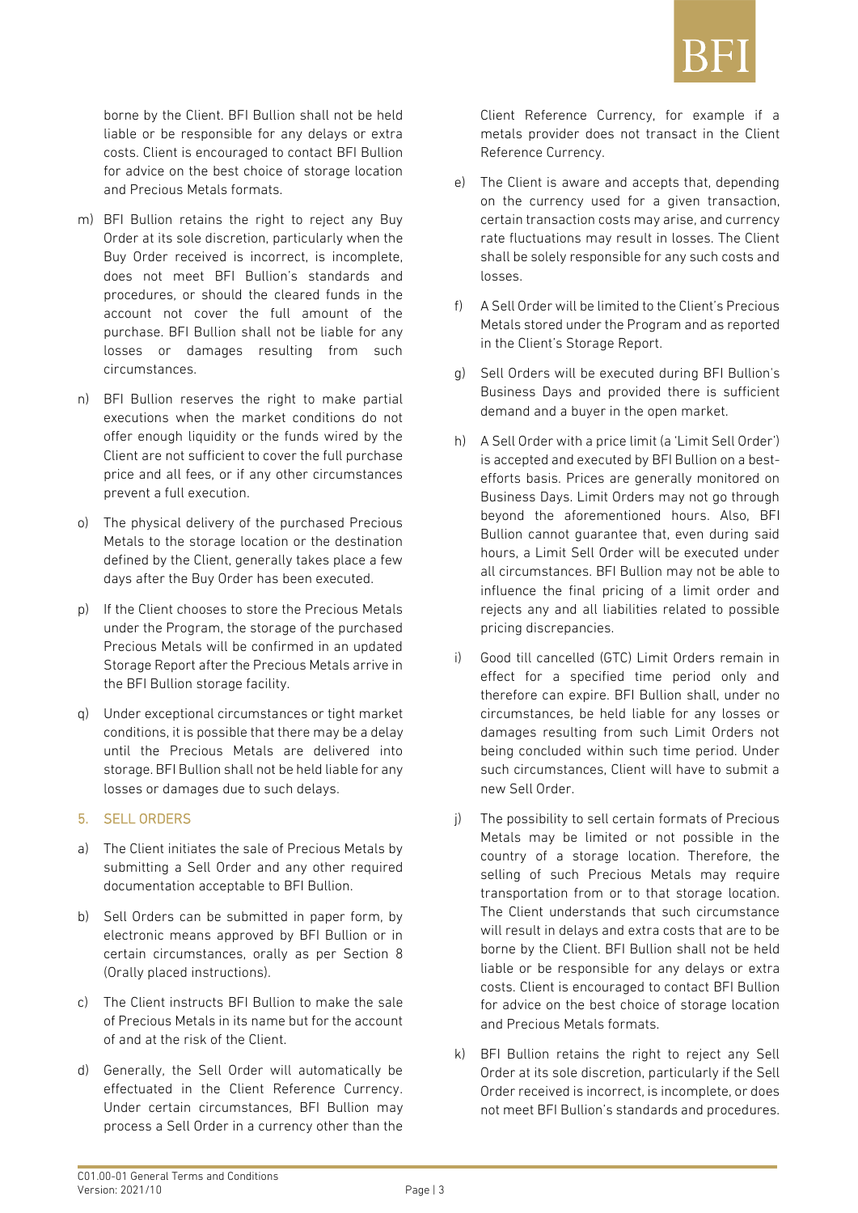borne by the Client. BFI Bullion shall not be held liable or be responsible for any delays or extra costs. Client is encouraged to contact BFI Bullion for advice on the best choice of storage location and Precious Metals formats.

m) BFI Bullion retains the right to reject any Buy Order at its sole discretion, particularly when the Buy Order received is incorrect, is incomplete, does not meet BFI Bullion's standards and procedures, or should the cleared funds in the account not cover the full amount of the purchase. BFI Bullion shall not be liable for any losses or damages resulting from such circumstances.

n) BFI Bullion reserves the right to make partial executions when the market conditions do not offer enough liquidity or the funds wired by the Client are not sufficient to cover the full purchase price and all fees, or if any other circumstances prevent a full execution.

o) The physical delivery of the purchased Precious Metals to the storage location or the destination defined by the Client, generally takes place a few days after the Buy Order has been executed.

p) If the Client chooses to store the Precious Metals under the Program, the storage of the purchased Precious Metals will be confirmed in an updated Storage Report after the Precious Metals arrive in the BFI Bullion storage facility.

q) Under exceptional circumstances or tight market conditions, it is possible that there may be a delay until the Precious Metals are delivered into storage. BFI Bullion shall not be held liable for any losses or damages due to such delays.

## 5. SELL ORDERS

a) The Client initiates the sale of Precious Metals by submitting a Sell Order and any other required documentation acceptable to BFI Bullion.

b) Sell Orders can be submitted in paper form, by electronic means approved by BFI Bullion or in certain circumstances, orally as per Section 8 (Orally placed instructions).

c) The Client instructs BFI Bullion to make the sale of Precious Metals in its name but for the account of and at the risk of the Client.

d) Generally, the Sell Order will automatically be effectuated in the Client Reference Currency. Under certain circumstances, BFI Bullion may process a Sell Order in a currency other than the Client Reference Currency, for example if a metals provider does not transact in the Client Reference Currency.

e) The Client is aware and accepts that, depending on the currency used for a given transaction, certain transaction costs may arise, and currency rate fluctuations may result in losses. The Client shall be solely responsible for any such costs and losses.

f) A Sell Order will be limited to the Client's Precious Metals stored under the Program and as reported in the Client's Storage Report.

g) Sell Orders will be executed during BFI Bullion's Business Days and provided there is sufficient demand and a buyer in the open market.

h) A Sell Order with a price limit (a 'Limit Sell Order') is accepted and executed by BFI Bullion on a best-efforts basis. Prices are generally monitored on Business Days. Limit Orders may not go through beyond the aforementioned hours. Also, BFI Bullion cannot guarantee that, even during said hours, a Limit Sell Order will be executed under all circumstances. BFI Bullion may not be able to influence the final pricing of a limit order and rejects any and all liabilities related to possible pricing discrepancies.

i) Good till cancelled (GTC) Limit Orders remain in effect for a specified time period only and therefore can expire. BFI Bullion shall, under no circumstances, be held liable for any losses or damages resulting from such Limit Orders not being concluded within such time period. Under such circumstances, Client will have to submit a new Sell Order.

j) The possibility to sell certain formats of Precious Metals may be limited or not possible in the country of a storage location. Therefore, the selling of such Precious Metals may require transportation from or to that storage location. The Client understands that such circumstance will result in delays and extra costs that are to be borne by the Client. BFI Bullion shall not be held liable or be responsible for any delays or extra costs. Client is encouraged to contact BFI Bullion for advice on the best choice of storage location and Precious Metals formats.

k) BFI Bullion retains the right to reject any Sell Order at its sole discretion, particularly if the Sell Order received is incorrect, is incomplete, or does not meet BFI Bullion's standards and procedures.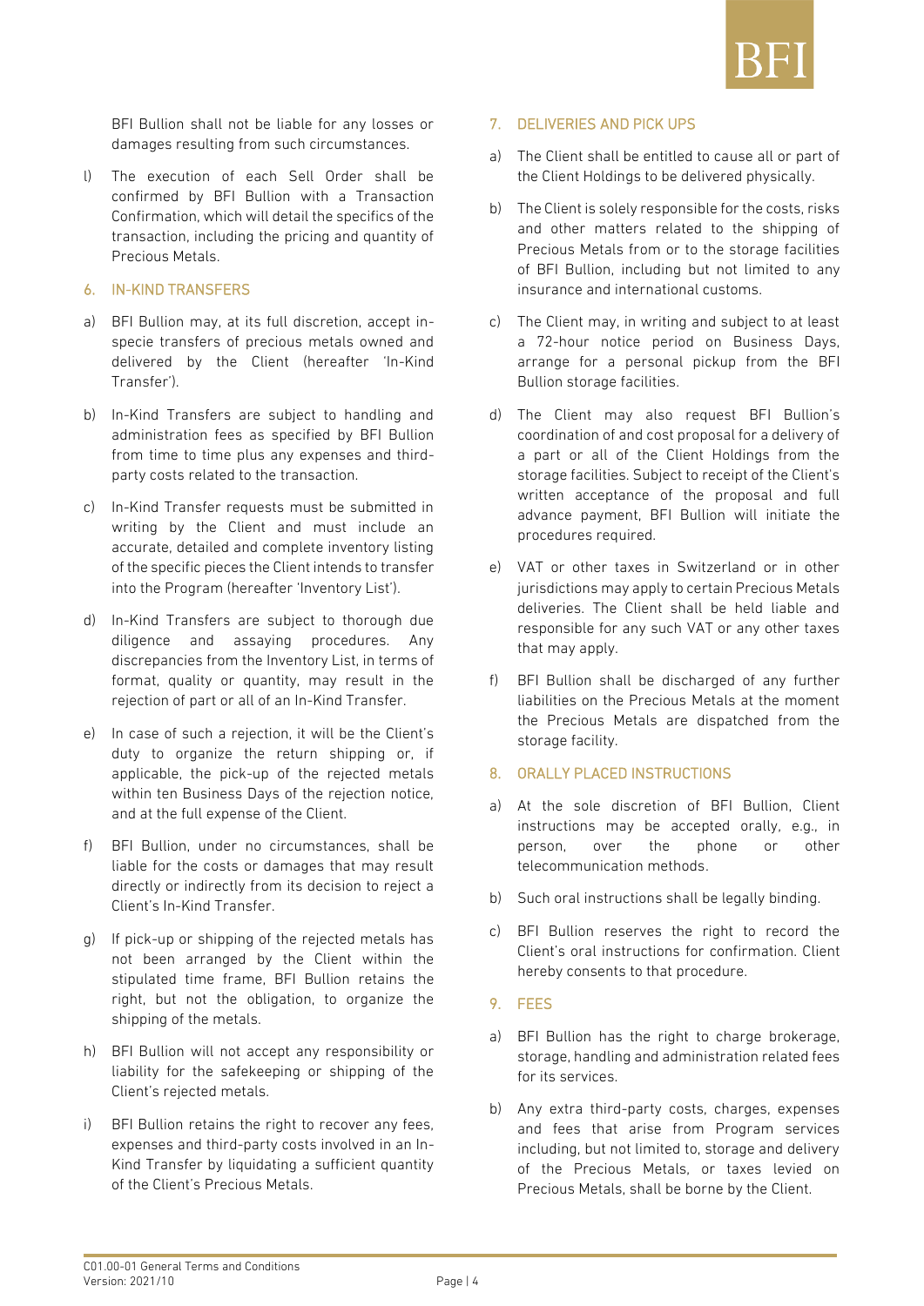BFI Bullion shall not be liable for any losses or damages resulting from such circumstances.

l) The execution of each Sell Order shall be confirmed by BFI Bullion with a Transaction Confirmation, which will detail the specifics of the transaction, including the pricing and quantity of Precious Metals.

## 6. IN-KIND TRANSFERS

a) BFI Bullion may, at its full discretion, accept in-specie transfers of precious metals owned and delivered by the Client (hereafter 'In-Kind Transfer').

b) In-Kind Transfers are subject to handling and administration fees as specified by BFI Bullion from time to time plus any expenses and third-party costs related to the transaction.

c) In-Kind Transfer requests must be submitted in writing by the Client and must include an accurate, detailed and complete inventory listing of the specific pieces the Client intends to transfer into the Program (hereafter 'Inventory List').

d) In-Kind Transfers are subject to thorough due diligence and assaying procedures. Any discrepancies from the Inventory List, in terms of format, quality or quantity, may result in the rejection of part or all of an In-Kind Transfer.

e) In case of such a rejection, it will be the Client's duty to organize the return shipping or, if applicable, the pick-up of the rejected metals within ten Business Days of the rejection notice, and at the full expense of the Client.

f) BFI Bullion, under no circumstances, shall be liable for the costs or damages that may result directly or indirectly from its decision to reject a Client's In-Kind Transfer.

g) If pick-up or shipping of the rejected metals has not been arranged by the Client within the stipulated time frame, BFI Bullion retains the right, but not the obligation, to organize the shipping of the metals.

h) BFI Bullion will not accept any responsibility or liability for the safekeeping or shipping of the Client's rejected metals.

i) BFI Bullion retains the right to recover any fees, expenses and third-party costs involved in an In-Kind Transfer by liquidating a sufficient quantity of the Client's Precious Metals.

## 7. DELIVERIES AND PICK UPS

a) The Client shall be entitled to cause all or part of the Client Holdings to be delivered physically.

b) The Client is solely responsible for the costs, risks and other matters related to the shipping of Precious Metals from or to the storage facilities of BFI Bullion, including but not limited to any insurance and international customs.

c) The Client may, in writing and subject to at least a 72-hour notice period on Business Days, arrange for a personal pickup from the BFI Bullion storage facilities.

d) The Client may also request BFI Bullion's coordination of and cost proposal for a delivery of a part or all of the Client Holdings from the storage facilities. Subject to receipt of the Client's written acceptance of the proposal and full advance payment, BFI Bullion will initiate the procedures required.

e) VAT or other taxes in Switzerland or in other jurisdictions may apply to certain Precious Metals deliveries. The Client shall be held liable and responsible for any such VAT or any other taxes that may apply.

f) BFI Bullion shall be discharged of any further liabilities on the Precious Metals at the moment the Precious Metals are dispatched from the storage facility.

## 8. ORALLY PLACED INSTRUCTIONS

a) At the sole discretion of BFI Bullion, Client instructions may be accepted orally, e.g., in person, over the phone or other telecommunication methods.

b) Such oral instructions shall be legally binding.

c) BFI Bullion reserves the right to record the Client's oral instructions for confirmation. Client hereby consents to that procedure.

## 9. FEES

a) BFI Bullion has the right to charge brokerage, storage, handling and administration related fees for its services.

b) Any extra third-party costs, charges, expenses and fees that arise from Program services including, but not limited to, storage and delivery of the Precious Metals, or taxes levied on Precious Metals, shall be borne by the Client.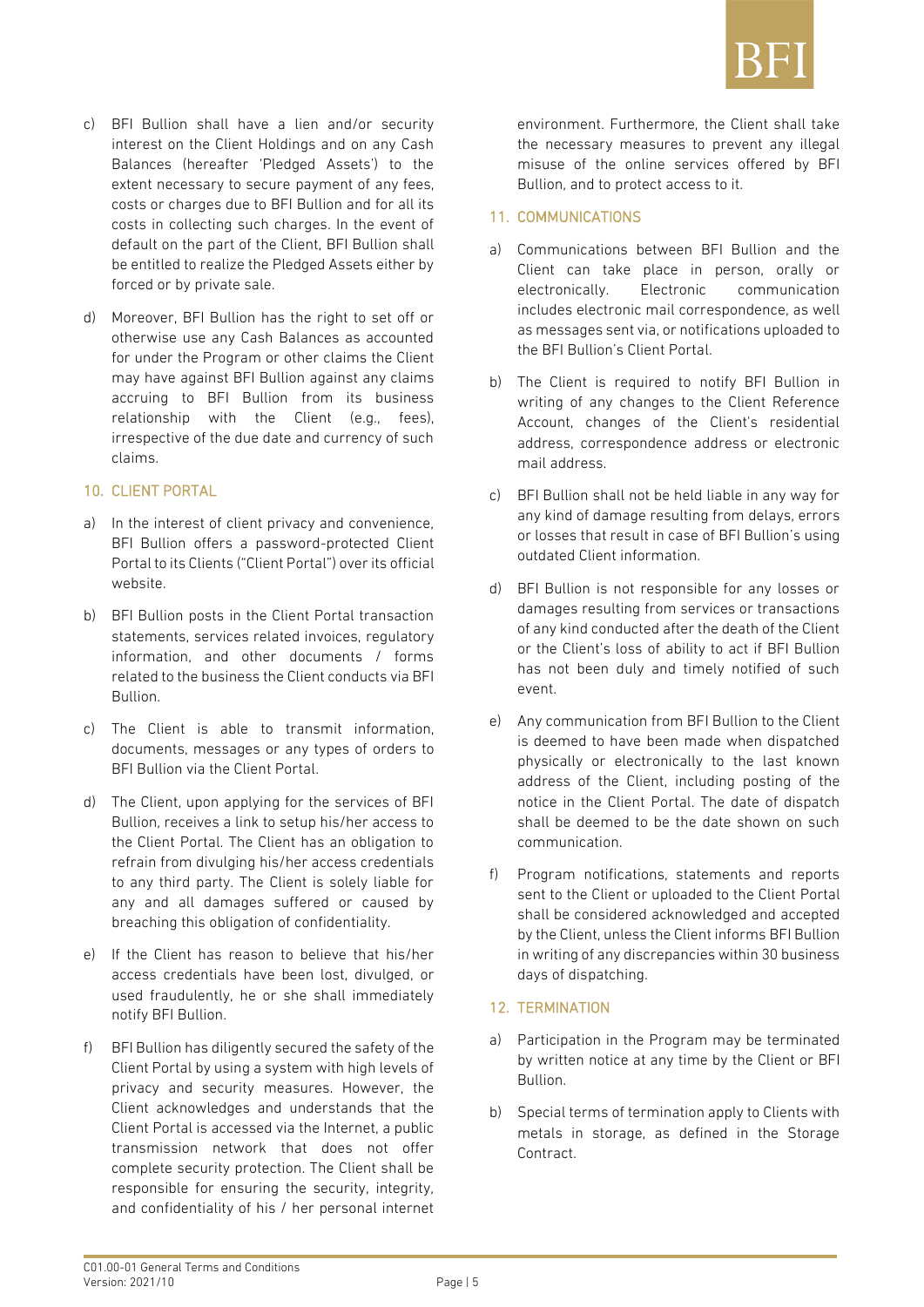c) BFI Bullion shall have a lien and/or security interest on the Client Holdings and on any Cash Balances (hereafter 'Pledged Assets') to the extent necessary to secure payment of any fees, costs or charges due to BFI Bullion and for all its costs in collecting such charges. In the event of default on the part of the Client, BFI Bullion shall be entitled to realize the Pledged Assets either by forced or by private sale.

d) Moreover, BFI Bullion has the right to set off or otherwise use any Cash Balances as accounted for under the Program or other claims the Client may have against BFI Bullion against any claims accruing to BFI Bullion from its business relationship with the Client (e.g., fees), irrespective of the due date and currency of such claims.

## 10. CLIENT PORTAL

a) In the interest of client privacy and convenience, BFI Bullion offers a password-protected Client Portal to its Clients ("Client Portal") over its official website.

b) BFI Bullion posts in the Client Portal transaction statements, services related invoices, regulatory information, and other documents / forms related to the business the Client conducts via BFI Bullion.

c) The Client is able to transmit information, documents, messages or any types of orders to BFI Bullion via the Client Portal.

d) The Client, upon applying for the services of BFI Bullion, receives a link to setup his/her access to the Client Portal. The Client has an obligation to refrain from divulging his/her access credentials to any third party. The Client is solely liable for any and all damages suffered or caused by breaching this obligation of confidentiality.

e) If the Client has reason to believe that his/her access credentials have been lost, divulged, or used fraudulently, he or she shall immediately notify BFI Bullion.

f) BFI Bullion has diligently secured the safety of the Client Portal by using a system with high levels of privacy and security measures. However, the Client acknowledges and understands that the Client Portal is accessed via the Internet, a public transmission network that does not offer complete security protection. The Client shall be responsible for ensuring the security, integrity, and confidentiality of his / her personal internet environment. Furthermore, the Client shall take the necessary measures to prevent any illegal misuse of the online services offered by BFI Bullion, and to protect access to it.

## 11. COMMUNICATIONS

a) Communications between BFI Bullion and the Client can take place in person, orally or electronically. Electronic communication includes electronic mail correspondence, as well as messages sent via, or notifications uploaded to the BFI Bullion's Client Portal.

b) The Client is required to notify BFI Bullion in writing of any changes to the Client Reference Account, changes of the Client's residential address, correspondence address or electronic mail address.

c) BFI Bullion shall not be held liable in any way for any kind of damage resulting from delays, errors or losses that result in case of BFI Bullion's using outdated Client information.

d) BFI Bullion is not responsible for any losses or damages resulting from services or transactions of any kind conducted after the death of the Client or the Client's loss of ability to act if BFI Bullion has not been duly and timely notified of such event.

e) Any communication from BFI Bullion to the Client is deemed to have been made when dispatched physically or electronically to the last known address of the Client, including posting of the notice in the Client Portal. The date of dispatch shall be deemed to be the date shown on such communication.

f) Program notifications, statements and reports sent to the Client or uploaded to the Client Portal shall be considered acknowledged and accepted by the Client, unless the Client informs BFI Bullion in writing of any discrepancies within 30 business days of dispatching.

## 12. TERMINATION

a) Participation in the Program may be terminated by written notice at any time by the Client or BFI Bullion.

b) Special terms of termination apply to Clients with metals in storage, as defined in the Storage Contract.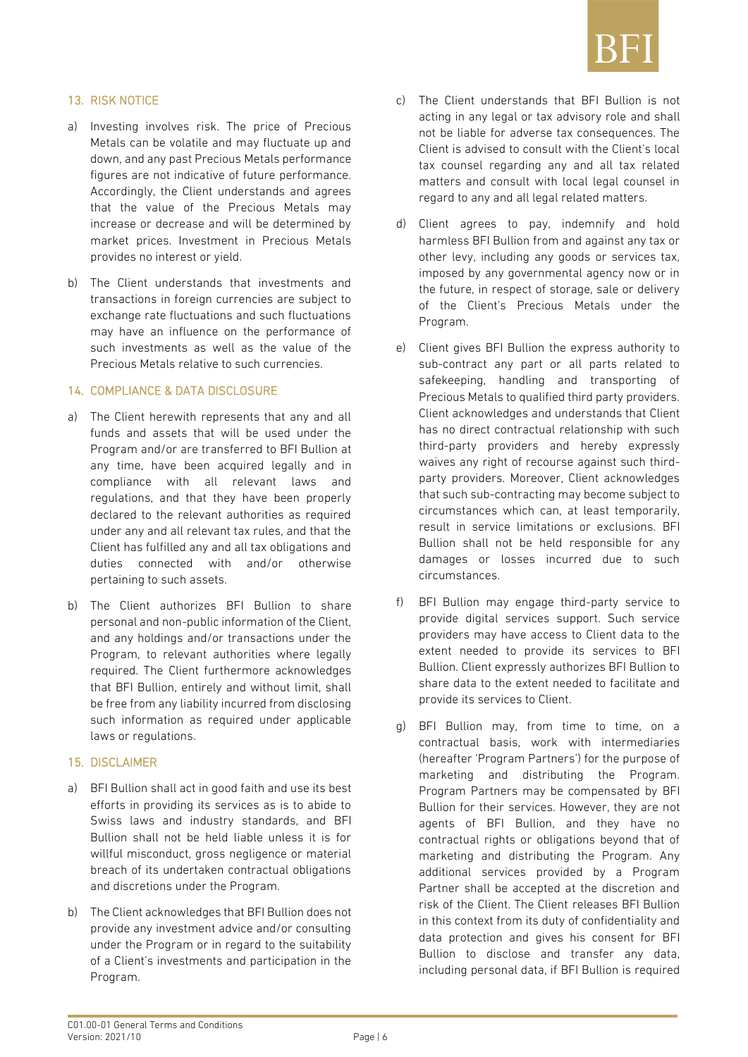## 13. RISK NOTICE

a) Investing involves risk. The price of Precious Metals can be volatile and may fluctuate up and down, and any past Precious Metals performance figures are not indicative of future performance. Accordingly, the Client understands and agrees that the value of the Precious Metals may increase or decrease and will be determined by market prices. Investment in Precious Metals provides no interest or yield.

b) The Client understands that investments and transactions in foreign currencies are subject to exchange rate fluctuations and such fluctuations may have an influence on the performance of such investments as well as the value of the Precious Metals relative to such currencies.

## 14. COMPLIANCE & DATA DISCLOSURE

a) The Client herewith represents that any and all funds and assets that will be used under the Program and/or are transferred to BFI Bullion at any time, have been acquired legally and in compliance with all relevant laws and regulations, and that they have been properly declared to the relevant authorities as required under any and all relevant tax rules, and that the Client has fulfilled any and all tax obligations and duties connected with and/or otherwise pertaining to such assets.

b) The Client authorizes BFI Bullion to share personal and non-public information of the Client, and any holdings and/or transactions under the Program, to relevant authorities where legally required. The Client furthermore acknowledges that BFI Bullion, entirely and without limit, shall be free from any liability incurred from disclosing such information as required under applicable laws or regulations.

## 15. DISCLAIMER

a) BFI Bullion shall act in good faith and use its best efforts in providing its services as is to abide to Swiss laws and industry standards, and BFI Bullion shall not be held liable unless it is for willful misconduct, gross negligence or material breach of its undertaken contractual obligations and discretions under the Program.

b) The Client acknowledges that BFI Bullion does not provide any investment advice and/or consulting under the Program or in regard to the suitability of a Client's investments and participation in the Program.

c) The Client understands that BFI Bullion is not acting in any legal or tax advisory role and shall not be liable for adverse tax consequences. The Client is advised to consult with the Client's local tax counsel regarding any and all tax related matters and consult with local legal counsel in regard to any and all legal related matters.

d) Client agrees to pay, indemnify and hold harmless BFI Bullion from and against any tax or other levy, including any goods or services tax, imposed by any governmental agency now or in the future, in respect of storage, sale or delivery of the Client's Precious Metals under the Program.

e) Client gives BFI Bullion the express authority to sub-contract any part or all parts related to safekeeping, handling and transporting of Precious Metals to qualified third party providers. Client acknowledges and understands that Client has no direct contractual relationship with such third-party providers and hereby expressly waives any right of recourse against such third-party providers. Moreover, Client acknowledges that such sub-contracting may become subject to circumstances which can, at least temporarily, result in service limitations or exclusions. BFI Bullion shall not be held responsible for any damages or losses incurred due to such circumstances.

f) BFI Bullion may engage third-party service to provide digital services support. Such service providers may have access to Client data to the extent needed to provide its services to BFI Bullion. Client expressly authorizes BFI Bullion to share data to the extent needed to facilitate and provide its services to Client.

g) BFI Bullion may, from time to time, on a contractual basis, work with intermediaries (hereafter 'Program Partners') for the purpose of marketing and distributing the Program. Program Partners may be compensated by BFI Bullion for their services. However, they are not agents of BFI Bullion, and they have no contractual rights or obligations beyond that of marketing and distributing the Program. Any additional services provided by a Program Partner shall be accepted at the discretion and risk of the Client. The Client releases BFI Bullion in this context from its duty of confidentiality and data protection and gives his consent for BFI Bullion to disclose and transfer any data, including personal data, if BFI Bullion is required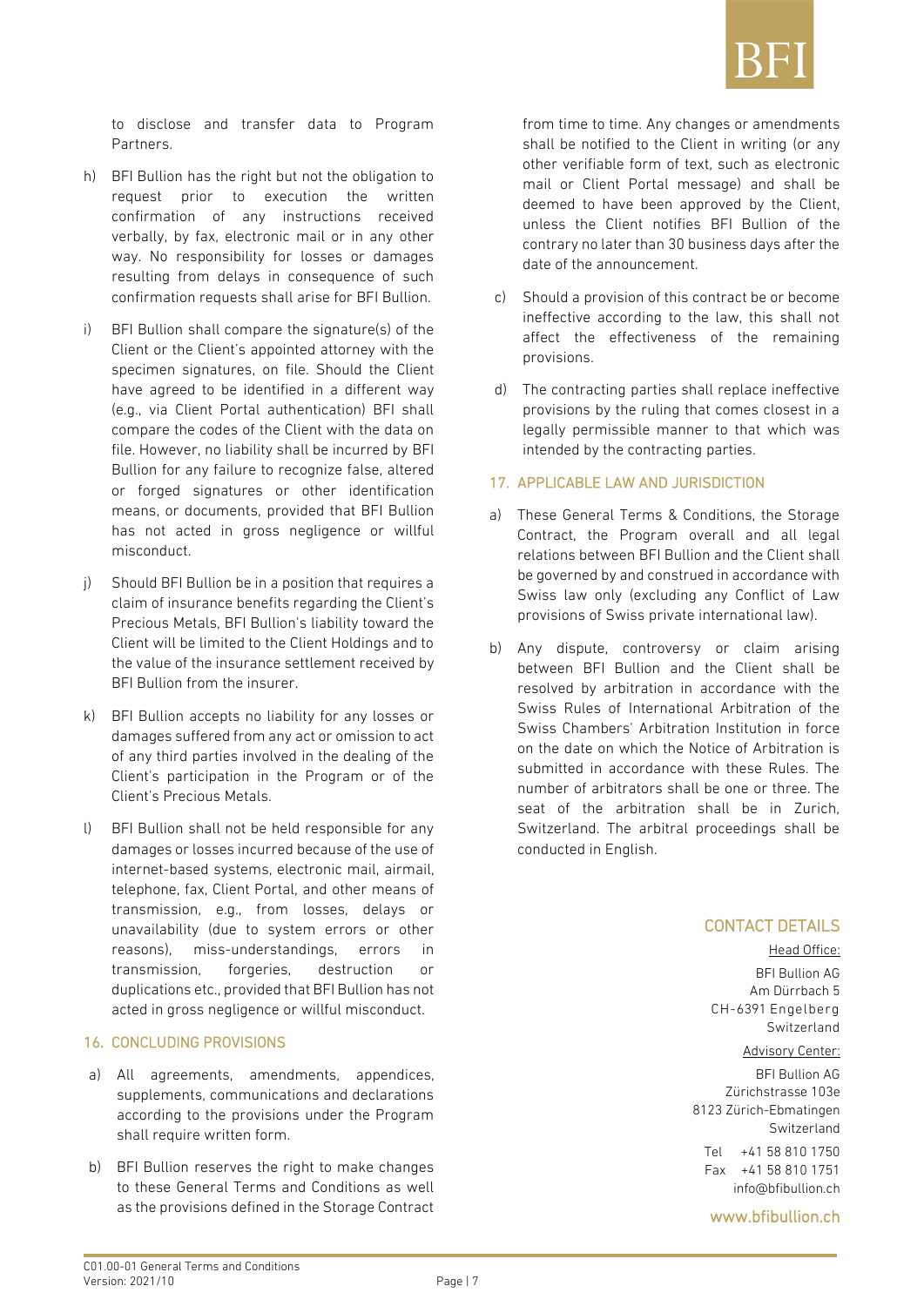to disclose and transfer data to Program Partners.

h) BFI Bullion has the right but not the obligation to request prior to execution the written confirmation of any instructions received verbally, by fax, electronic mail or in any other way. No responsibility for losses or damages resulting from delays in consequence of such confirmation requests shall arise for BFI Bullion.

i) BFI Bullion shall compare the signature(s) of the Client or the Client's appointed attorney with the specimen signatures, on file. Should the Client have agreed to be identified in a different way (e.g., via Client Portal authentication) BFI shall compare the codes of the Client with the data on file. However, no liability shall be incurred by BFI Bullion for any failure to recognize false, altered or forged signatures or other identification means, or documents, provided that BFI Bullion has not acted in gross negligence or willful misconduct.

j) Should BFI Bullion be in a position that requires a claim of insurance benefits regarding the Client's Precious Metals, BFI Bullion's liability toward the Client will be limited to the Client Holdings and to the value of the insurance settlement received by BFI Bullion from the insurer.

k) BFI Bullion accepts no liability for any losses or damages suffered from any act or omission to act of any third parties involved in the dealing of the Client's participation in the Program or of the Client's Precious Metals.

l) BFI Bullion shall not be held responsible for any damages or losses incurred because of the use of internet-based systems, electronic mail, airmail, telephone, fax, Client Portal, and other means of transmission, e.g., from losses, delays or unavailability (due to system errors or other reasons), miss-understandings, errors in transmission, forgeries, destruction or duplications etc., provided that BFI Bullion has not acted in gross negligence or willful misconduct.

## 16. CONCLUDING PROVISIONS

a) All agreements, amendments, appendices, supplements, communications and declarations according to the provisions under the Program shall require written form.

b) BFI Bullion reserves the right to make changes to these General Terms and Conditions as well as the provisions defined in the Storage Contract from time to time. Any changes or amendments shall be notified to the Client in writing (or any other verifiable form of text, such as electronic mail or Client Portal message) and shall be deemed to have been approved by the Client, unless the Client notifies BFI Bullion of the contrary no later than 30 business days after the date of the announcement.

c) Should a provision of this contract be or become ineffective according to the law, this shall not affect the effectiveness of the remaining provisions.

d) The contracting parties shall replace ineffective provisions by the ruling that comes closest in a legally permissible manner to that which was intended by the contracting parties.

## 17. APPLICABLE LAW AND JURISDICTION

a) These General Terms & Conditions, the Storage Contract, the Program overall and all legal relations between BFI Bullion and the Client shall be governed by and construed in accordance with Swiss law only (excluding any Conflict of Law provisions of Swiss private international law).

b) Any dispute, controversy or claim arising between BFI Bullion and the Client shall be resolved by arbitration in accordance with the Swiss Rules of International Arbitration of the Swiss Chambers' Arbitration Institution in force on the date on which the Notice of Arbitration is submitted in accordance with these Rules. The number of arbitrators shall be one or three. The seat of the arbitration shall be in Zurich, Switzerland. The arbitral proceedings shall be conducted in English.

## CONTACT DETAILS

Head Office:

BFI Bullion AG
Am Dürrbach 5
CH-6391 Engelberg
Switzerland

Advisory Center:

BFI Bullion AG
Zürichstrasse 103e
8123 Zürich-Ebmatingen
Switzerland

Tel +41 58 810 1750
Fax +41 58 810 1751
info@bfibullion.ch

www.bfibullion.ch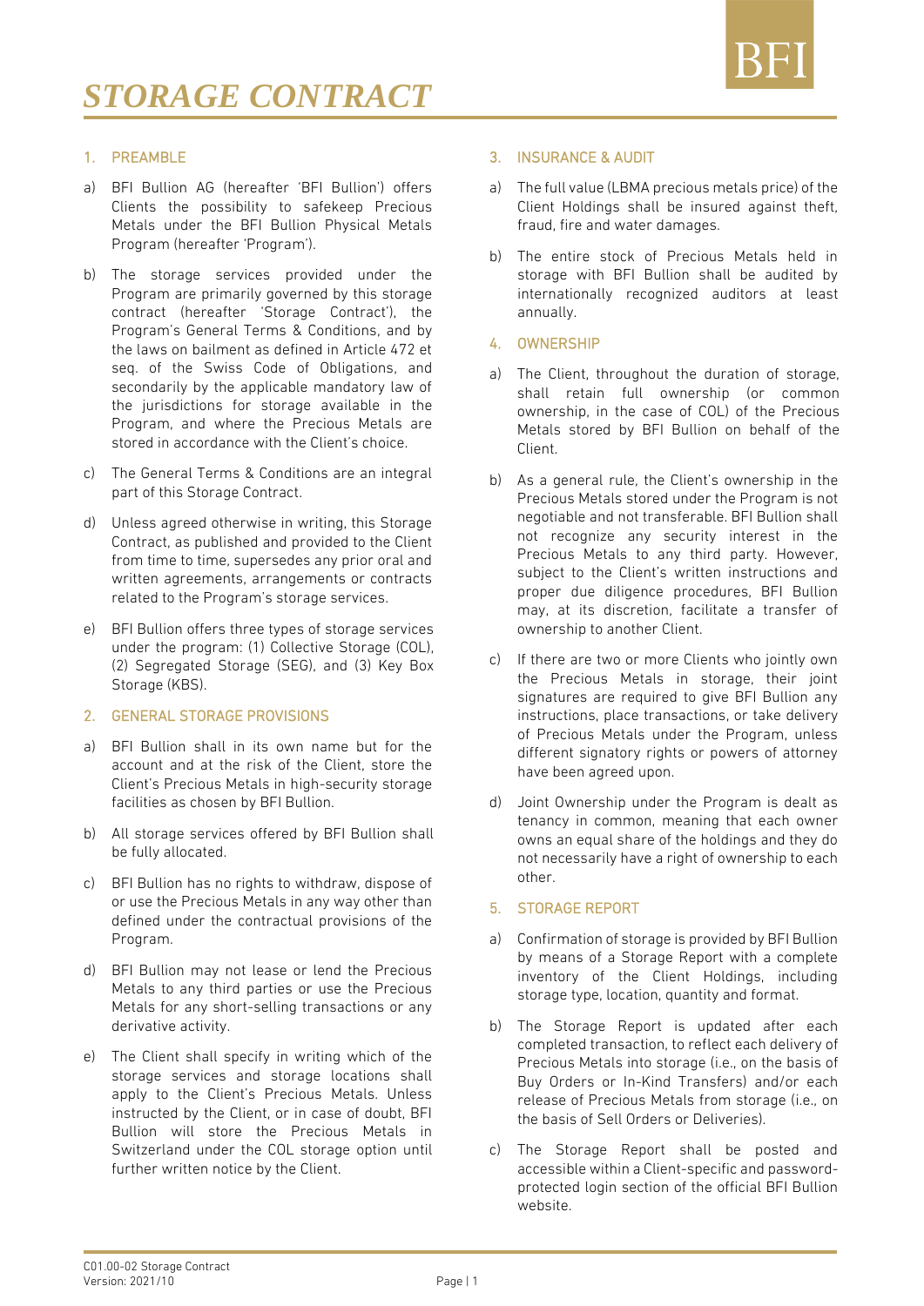# STORAGE CONTRACT

BFI

## 1. PREAMBLE

a) BFI Bullion AG (hereafter 'BFI Bullion') offers Clients the possibility to safekeep Precious Metals under the BFI Bullion Physical Metals Program (hereafter 'Program').

b) The storage services provided under the Program are primarily governed by this storage contract (hereafter 'Storage Contract'), the Program's General Terms & Conditions, and by the laws on bailment as defined in Article 472 et seq. of the Swiss Code of Obligations, and secondarily by the applicable mandatory law of the jurisdictions for storage available in the Program, and where the Precious Metals are stored in accordance with the Client's choice.

c) The General Terms & Conditions are an integral part of this Storage Contract.

d) Unless agreed otherwise in writing, this Storage Contract, as published and provided to the Client from time to time, supersedes any prior oral and written agreements, arrangements or contracts related to the Program's storage services.

e) BFI Bullion offers three types of storage services under the program: (1) Collective Storage (COL), (2) Segregated Storage (SEG), and (3) Key Box Storage (KBS).

## 2. GENERAL STORAGE PROVISIONS

a) BFI Bullion shall in its own name but for the account and at the risk of the Client, store the Client's Precious Metals in high-security storage facilities as chosen by BFI Bullion.

b) All storage services offered by BFI Bullion shall be fully allocated.

c) BFI Bullion has no rights to withdraw, dispose of or use the Precious Metals in any way other than defined under the contractual provisions of the Program.

d) BFI Bullion may not lease or lend the Precious Metals to any third parties or use the Precious Metals for any short-selling transactions or any derivative activity.

e) The Client shall specify in writing which of the storage services and storage locations shall apply to the Client's Precious Metals. Unless instructed by the Client, or in case of doubt, BFI Bullion will store the Precious Metals in Switzerland under the COL storage option until further written notice by the Client.

## 3. INSURANCE & AUDIT

a) The full value (LBMA precious metals price) of the Client Holdings shall be insured against theft, fraud, fire and water damages.

b) The entire stock of Precious Metals held in storage with BFI Bullion shall be audited by internationally recognized auditors at least annually.

## 4. OWNERSHIP

a) The Client, throughout the duration of storage, shall retain full ownership (or common ownership, in the case of COL) of the Precious Metals stored by BFI Bullion on behalf of the Client.

b) As a general rule, the Client's ownership in the Precious Metals stored under the Program is not negotiable and not transferable. BFI Bullion shall not recognize any security interest in the Precious Metals to any third party. However, subject to the Client's written instructions and proper due diligence procedures, BFI Bullion may, at its discretion, facilitate a transfer of ownership to another Client.

c) If there are two or more Clients who jointly own the Precious Metals in storage, their joint signatures are required to give BFI Bullion any instructions, place transactions, or take delivery of Precious Metals under the Program, unless different signatory rights or powers of attorney have been agreed upon.

d) Joint Ownership under the Program is dealt as tenancy in common, meaning that each owner owns an equal share of the holdings and they do not necessarily have a right of ownership to each other.

## 5. STORAGE REPORT

a) Confirmation of storage is provided by BFI Bullion by means of a Storage Report with a complete inventory of the Client Holdings, including storage type, location, quantity and format.

b) The Storage Report is updated after each completed transaction, to reflect each delivery of Precious Metals into storage (i.e., on the basis of Buy Orders or In-Kind Transfers) and/or each release of Precious Metals from storage (i.e., on the basis of Sell Orders or Deliveries).

c) The Storage Report shall be posted and accessible within a Client-specific and password-protected login section of the official BFI Bullion website.

C01.00-02 Storage Contract
Version: 2021/10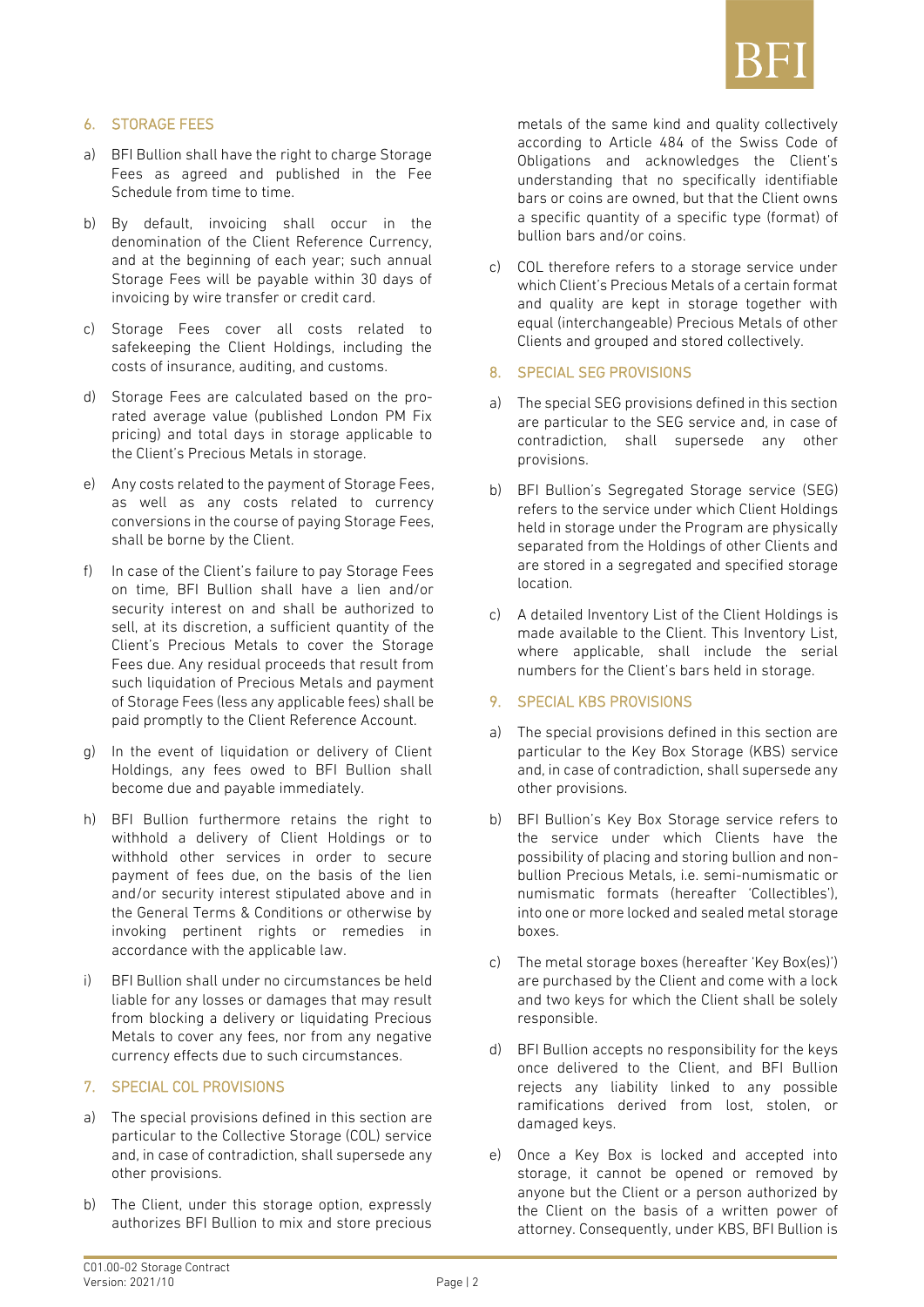## 6. STORAGE FEES

a) BFI Bullion shall have the right to charge Storage Fees as agreed and published in the Fee Schedule from time to time.

b) By default, invoicing shall occur in the denomination of the Client Reference Currency, and at the beginning of each year; such annual Storage Fees will be payable within 30 days of invoicing by wire transfer or credit card.

c) Storage Fees cover all costs related to safekeeping the Client Holdings, including the costs of insurance, auditing, and customs.

d) Storage Fees are calculated based on the pro-rated average value (published London PM Fix pricing) and total days in storage applicable to the Client's Precious Metals in storage.

e) Any costs related to the payment of Storage Fees, as well as any costs related to currency conversions in the course of paying Storage Fees, shall be borne by the Client.

f) In case of the Client's failure to pay Storage Fees on time, BFI Bullion shall have a lien and/or security interest on and shall be authorized to sell, at its discretion, a sufficient quantity of the Client's Precious Metals to cover the Storage Fees due. Any residual proceeds that result from such liquidation of Precious Metals and payment of Storage Fees (less any applicable fees) shall be paid promptly to the Client Reference Account.

g) In the event of liquidation or delivery of Client Holdings, any fees owed to BFI Bullion shall become due and payable immediately.

h) BFI Bullion furthermore retains the right to withhold a delivery of Client Holdings or to withhold other services in order to secure payment of fees due, on the basis of the lien and/or security interest stipulated above and in the General Terms & Conditions or otherwise by invoking pertinent rights or remedies in accordance with the applicable law.

i) BFI Bullion shall under no circumstances be held liable for any losses or damages that may result from blocking a delivery or liquidating Precious Metals to cover any fees, nor from any negative currency effects due to such circumstances.

## 7. SPECIAL COL PROVISIONS

a) The special provisions defined in this section are particular to the Collective Storage (COL) service and, in case of contradiction, shall supersede any other provisions.

b) The Client, under this storage option, expressly authorizes BFI Bullion to mix and store precious metals of the same kind and quality collectively according to Article 484 of the Swiss Code of Obligations and acknowledges the Client's understanding that no specifically identifiable bars or coins are owned, but that the Client owns a specific quantity of a specific type (format) of bullion bars and/or coins.

c) COL therefore refers to a storage service under which Client's Precious Metals of a certain format and quality are kept in storage together with equal (interchangeable) Precious Metals of other Clients and grouped and stored collectively.

## 8. SPECIAL SEG PROVISIONS

a) The special SEG provisions defined in this section are particular to the SEG service and, in case of contradiction, shall supersede any other provisions.

b) BFI Bullion's Segregated Storage service (SEG) refers to the service under which Client Holdings held in storage under the Program are physically separated from the Holdings of other Clients and are stored in a segregated and specified storage location.

c) A detailed Inventory List of the Client Holdings is made available to the Client. This Inventory List, where applicable, shall include the serial numbers for the Client's bars held in storage.

## 9. SPECIAL KBS PROVISIONS

a) The special provisions defined in this section are particular to the Key Box Storage (KBS) service and, in case of contradiction, shall supersede any other provisions.

b) BFI Bullion's Key Box Storage service refers to the service under which Clients have the possibility of placing and storing bullion and non-bullion Precious Metals, i.e. semi-numismatic or numismatic formats (hereafter 'Collectibles'), into one or more locked and sealed metal storage boxes.

c) The metal storage boxes (hereafter 'Key Box(es)') are purchased by the Client and come with a lock and two keys for which the Client shall be solely responsible.

d) BFI Bullion accepts no responsibility for the keys once delivered to the Client, and BFI Bullion rejects any liability linked to any possible ramifications derived from lost, stolen, or damaged keys.

e) Once a Key Box is locked and accepted into storage, it cannot be opened or removed by anyone but the Client or a person authorized by the Client on the basis of a written power of attorney. Consequently, under KBS, BFI Bullion is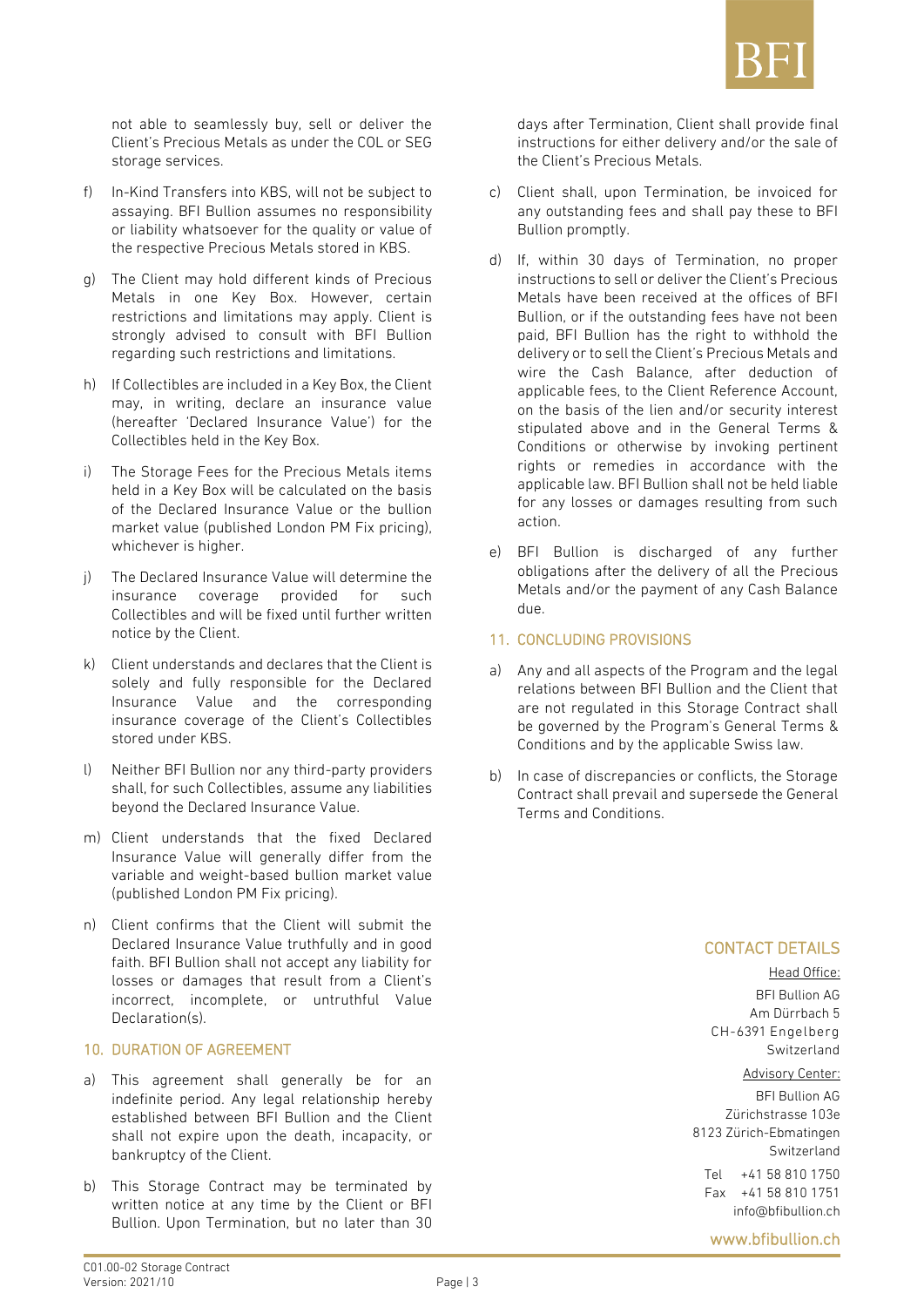not able to seamlessly buy, sell or deliver the Client's Precious Metals as under the COL or SEG storage services.

f) In-Kind Transfers into KBS, will not be subject to assaying. BFI Bullion assumes no responsibility or liability whatsoever for the quality or value of the respective Precious Metals stored in KBS.

g) The Client may hold different kinds of Precious Metals in one Key Box. However, certain restrictions and limitations may apply. Client is strongly advised to consult with BFI Bullion regarding such restrictions and limitations.

h) If Collectibles are included in a Key Box, the Client may, in writing, declare an insurance value (hereafter 'Declared Insurance Value') for the Collectibles held in the Key Box.

i) The Storage Fees for the Precious Metals items held in a Key Box will be calculated on the basis of the Declared Insurance Value or the bullion market value (published London PM Fix pricing), whichever is higher.

j) The Declared Insurance Value will determine the insurance coverage provided for such Collectibles and will be fixed until further written notice by the Client.

k) Client understands and declares that the Client is solely and fully responsible for the Declared Insurance Value and the corresponding insurance coverage of the Client's Collectibles stored under KBS.

l) Neither BFI Bullion nor any third-party providers shall, for such Collectibles, assume any liabilities beyond the Declared Insurance Value.

m) Client understands that the fixed Declared Insurance Value will generally differ from the variable and weight-based bullion market value (published London PM Fix pricing).

n) Client confirms that the Client will submit the Declared Insurance Value truthfully and in good faith. BFI Bullion shall not accept any liability for losses or damages that result from a Client's incorrect, incomplete, or untruthful Value Declaration(s).

## 10. DURATION OF AGREEMENT

a) This agreement shall generally be for an indefinite period. Any legal relationship hereby established between BFI Bullion and the Client shall not expire upon the death, incapacity, or bankruptcy of the Client.

b) This Storage Contract may be terminated by written notice at any time by the Client or BFI Bullion. Upon Termination, but no later than 30 days after Termination, Client shall provide final instructions for either delivery and/or the sale of the Client's Precious Metals.

c) Client shall, upon Termination, be invoiced for any outstanding fees and shall pay these to BFI Bullion promptly.

d) If, within 30 days of Termination, no proper instructions to sell or deliver the Client's Precious Metals have been received at the offices of BFI Bullion, or if the outstanding fees have not been paid, BFI Bullion has the right to withhold the delivery or to sell the Client's Precious Metals and wire the Cash Balance, after deduction of applicable fees, to the Client Reference Account, on the basis of the lien and/or security interest stipulated above and in the General Terms & Conditions or otherwise by invoking pertinent rights or remedies in accordance with the applicable law. BFI Bullion shall not be held liable for any losses or damages resulting from such action.

e) BFI Bullion is discharged of any further obligations after the delivery of all the Precious Metals and/or the payment of any Cash Balance due.

## 11. CONCLUDING PROVISIONS

a) Any and all aspects of the Program and the legal relations between BFI Bullion and the Client that are not regulated in this Storage Contract shall be governed by the Program's General Terms & Conditions and by the applicable Swiss law.

b) In case of discrepancies or conflicts, the Storage Contract shall prevail and supersede the General Terms and Conditions.

## CONTACT DETAILS

Head Office:

BFI Bullion AG
Am Dürrbach 5
CH-6391 Engelberg
Switzerland

Advisory Center:

BFI Bullion AG
Zürichstrasse 103e
8123 Zürich-Ebmatingen
Switzerland

Tel +41 58 810 1750
Fax +41 58 810 1751
info@bfibullion.ch

www.bfibullion.ch